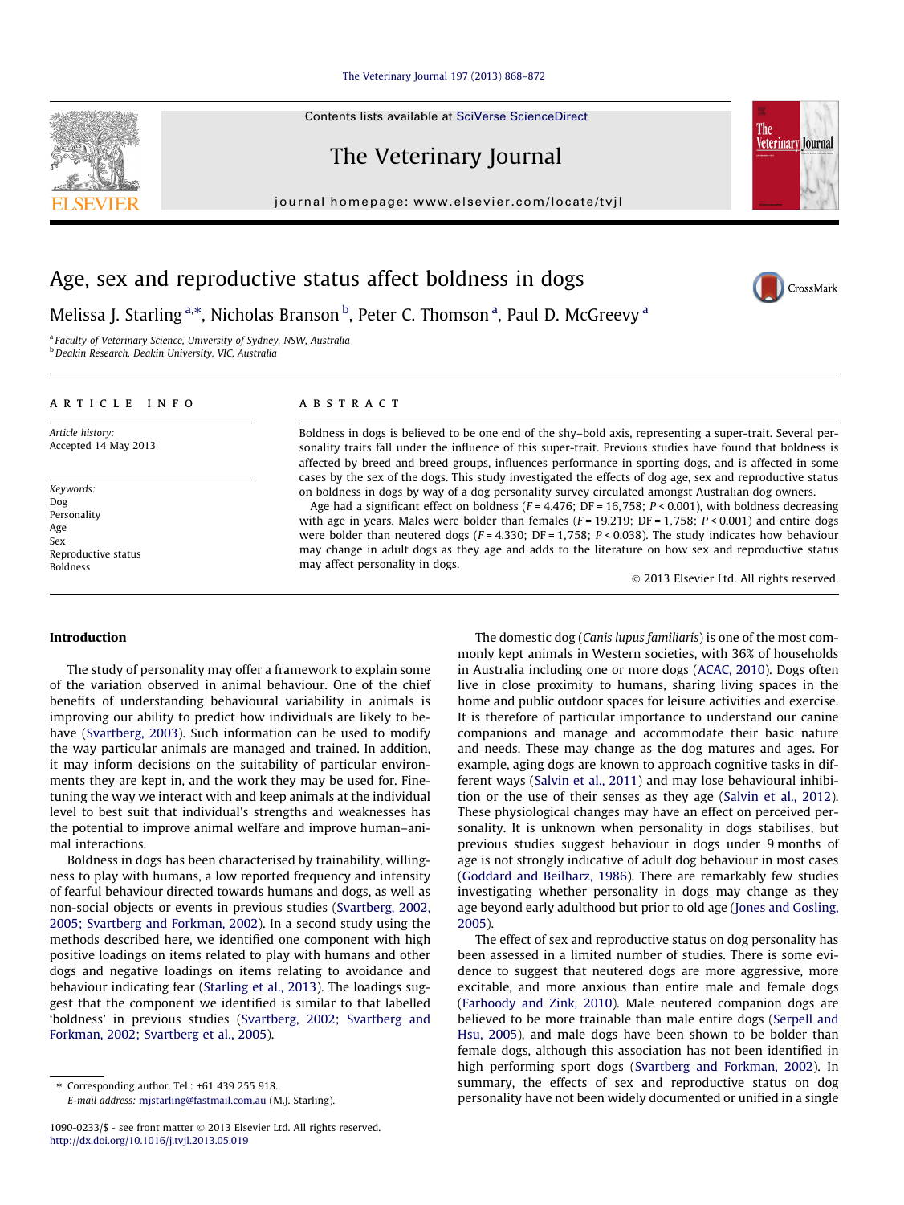# Age, sex and reproductive status affect boldness in dogs

Melissa J. Starling [a,*], Nicholas Branson [b], Peter C. Thomson [a], Paul D. McGreevy [a]

[a] Faculty of Veterinary Science, University of Sydney, NSW, Australia
[b] Deakin Research, Deakin University, VIC, Australia

**ARTICLE INFO**

*Article history:*
Accepted 14 May 2013

*Keywords:*
Dog
Personality
Age
Sex
Reproductive status
Boldness

**ABSTRACT**

Boldness in dogs is believed to be one end of the shy–bold axis, representing a super-trait. Several personality traits fall under the influence of this super-trait. Previous studies have found that boldness is affected by breed and breed groups, influences performance in sporting dogs, and is affected in some cases by the sex of the dogs. This study investigated the effects of dog age, sex and reproductive status on boldness in dogs by way of a dog personality survey circulated amongst Australian dog owners.

Age had a significant effect on boldness ($F = 4.476$; DF = 16,758; $P < 0.001$), with boldness decreasing with age in years. Males were bolder than females ($F = 19.219$; DF = 1,758; $P < 0.001$) and entire dogs were bolder than neutered dogs ($F = 4.330$; DF = 1,758; $P < 0.038$). The study indicates how behaviour may change in adult dogs as they age and adds to the literature on how sex and reproductive status may affect personality in dogs.

© 2013 Elsevier Ltd. All rights reserved.

## Introduction

The study of personality may offer a framework to explain some of the variation observed in animal behaviour. One of the chief benefits of understanding behavioural variability in animals is improving our ability to predict how individuals are likely to behave (Svartberg, 2003). Such information can be used to modify the way particular animals are managed and trained. In addition, it may inform decisions on the suitability of particular environments they are kept in, and the work they may be used for. Fine-tuning the way we interact with and keep animals at the individual level to best suit that individual's strengths and weaknesses has the potential to improve animal welfare and improve human–animal interactions.

Boldness in dogs has been characterised by trainability, willingness to play with humans, a low reported frequency and intensity of fearful behaviour directed towards humans and dogs, as well as non-social objects or events in previous studies (Svartberg, 2002, 2005; Svartberg and Forkman, 2002). In a second study using the methods described here, we identified one component with high positive loadings on items related to play with humans and other dogs and negative loadings on items relating to avoidance and behaviour indicating fear (Starling et al., 2013). The loadings suggest that the component we identified is similar to that labelled 'boldness' in previous studies (Svartberg, 2002; Svartberg and Forkman, 2002; Svartberg et al., 2005).

The domestic dog (*Canis lupus familiaris*) is one of the most commonly kept animals in Western societies, with 36% of households in Australia including one or more dogs (ACAC, 2010). Dogs often live in close proximity to humans, sharing living spaces in the home and public outdoor spaces for leisure activities and exercise. It is therefore of particular importance to understand our canine companions and manage and accommodate their basic nature and needs. These may change as the dog matures and ages. For example, aging dogs are known to approach cognitive tasks in different ways (Salvin et al., 2011) and may lose behavioural inhibition or the use of their senses as they age (Salvin et al., 2012). These physiological changes may have an effect on perceived personality. It is unknown when personality in dogs stabilises, but previous studies suggest behaviour in dogs under 9 months of age is not strongly indicative of adult dog behaviour in most cases (Goddard and Beilharz, 1986). There are remarkably few studies investigating whether personality in dogs may change as they age beyond early adulthood but prior to old age (Jones and Gosling, 2005).

The effect of sex and reproductive status on dog personality has been assessed in a limited number of studies. There is some evidence to suggest that neutered dogs are more aggressive, more excitable, and more anxious than entire male and female dogs (Farhoody and Zink, 2010). Male neutered companion dogs are believed to be more trainable than male entire dogs (Serpell and Hsu, 2005), and male dogs have been shown to be bolder than female dogs, although this association has not been identified in high performing sport dogs (Svartberg and Forkman, 2002). In summary, the effects of sex and reproductive status on dog personality have not been widely documented or unified in a single

* Corresponding author. Tel.: +61 439 255 918.
E-mail address: mjstarling@fastmail.com.au (M.J. Starling).

1090-0233/$ - see front matter © 2013 Elsevier Ltd. All rights reserved.
http://dx.doi.org/10.1016/j.tvjl.2013.05.019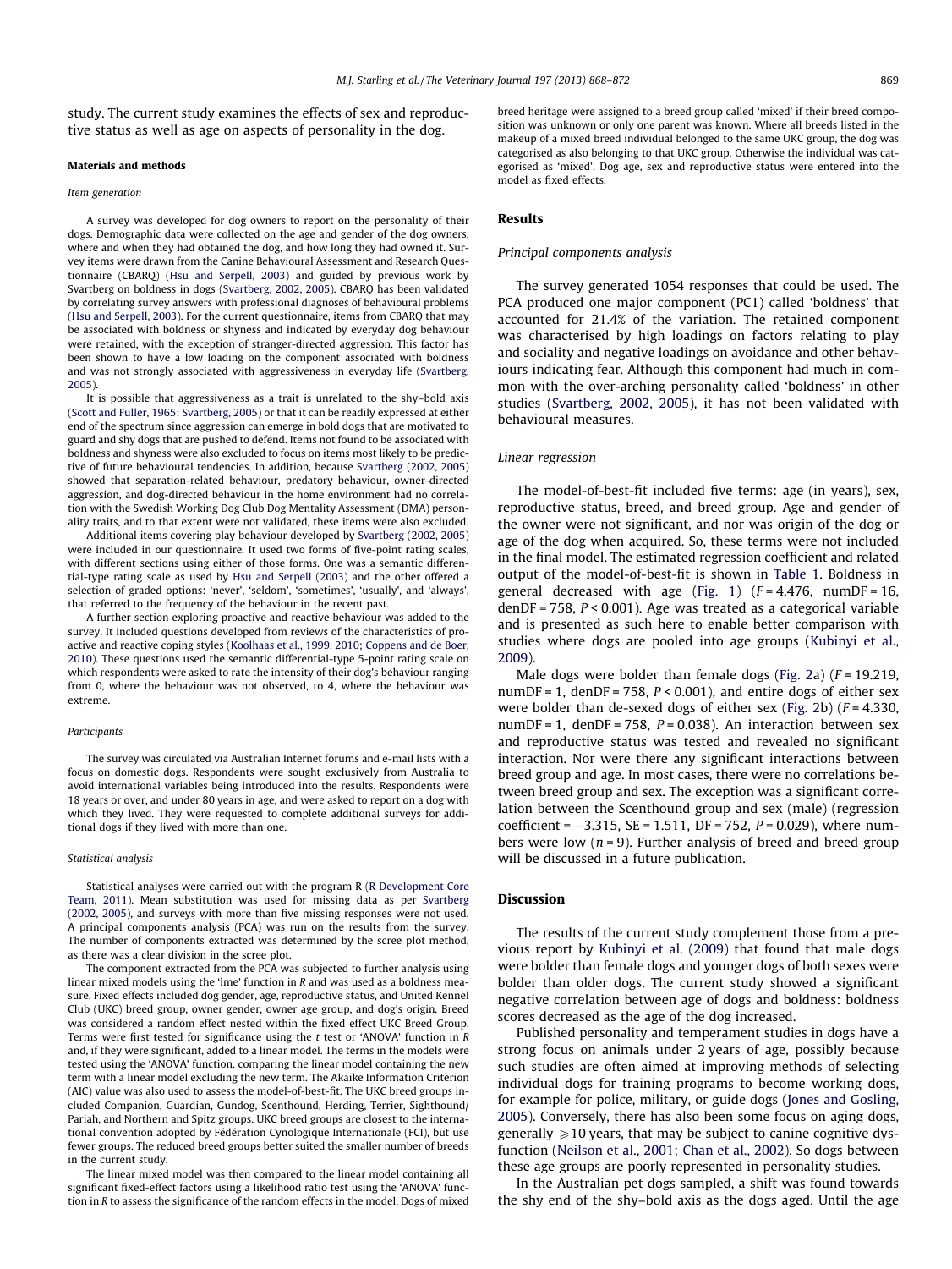study. The current study examines the effects of sex and reproductive status as well as age on aspects of personality in the dog.

## Materials and methods

### *Item generation*

A survey was developed for dog owners to report on the personality of their dogs. Demographic data were collected on the age and gender of the dog owners, where and when they had obtained the dog, and how long they had owned it. Survey items were drawn from the Canine Behavioural Assessment and Research Questionnaire (CBARQ) (Hsu and Serpell, 2003) and guided by previous work by Svartberg on boldness in dogs (Svartberg, 2002, 2005). CBARQ has been validated by correlating survey answers with professional diagnoses of behavioural problems (Hsu and Serpell, 2003). For the current questionnaire, items from CBARQ that may be associated with boldness or shyness and indicated by everyday dog behaviour were retained, with the exception of stranger-directed aggression. This factor has been shown to have a low loading on the component associated with boldness and was not strongly associated with aggressiveness in everyday life (Svartberg, 2005).

It is possible that aggressiveness as a trait is unrelated to the shy–bold axis (Scott and Fuller, 1965; Svartberg, 2005) or that it can be readily expressed at either end of the spectrum since aggression can emerge in bold dogs that are motivated to guard and shy dogs that are pushed to defend. Items not found to be associated with boldness and shyness were also excluded to focus on items most likely to be predictive of future behavioural tendencies. In addition, because Svartberg (2002, 2005) showed that separation-related behaviour, predatory behaviour, owner-directed aggression, and dog-directed behaviour in the home environment had no correlation with the Swedish Working Dog Club Dog Mentality Assessment (DMA) personality traits, and to that extent were not validated, these items were also excluded.

Additional items covering play behaviour developed by Svartberg (2002, 2005) were included in our questionnaire. It used two forms of five-point rating scales, with different sections using either of those forms. One was a semantic differential-type rating scale as used by Hsu and Serpell (2003) and the other offered a selection of graded options: 'never', 'seldom', 'sometimes', 'usually', and 'always', that referred to the frequency of the behaviour in the recent past.

A further section exploring proactive and reactive behaviour was added to the survey. It included questions developed from reviews of the characteristics of proactive and reactive coping styles (Koolhaas et al., 1999, 2010; Coppens and de Boer, 2010). These questions used the semantic differential-type 5-point rating scale on which respondents were asked to rate the intensity of their dog's behaviour ranging from 0, where the behaviour was not observed, to 4, where the behaviour was extreme.

### *Participants*

The survey was circulated via Australian Internet forums and e-mail lists with a focus on domestic dogs. Respondents were sought exclusively from Australia to avoid international variables being introduced into the results. Respondents were 18 years or over, and under 80 years in age, and were asked to report on a dog with which they lived. They were requested to complete additional surveys for additional dogs if they lived with more than one.

### *Statistical analysis*

Statistical analyses were carried out with the program R (R Development Core Team, 2011). Mean substitution was used for missing data as per Svartberg (2002, 2005), and surveys with more than five missing responses were not used. A principal components analysis (PCA) was run on the results from the survey. The number of components extracted was determined by the scree plot method, as there was a clear division in the scree plot.

The component extracted from the PCA was subjected to further analysis using linear mixed models using the 'lme' function in *R* and was used as a boldness measure. Fixed effects included dog gender, age, reproductive status, and United Kennel Club (UKC) breed group, owner gender, owner age group, and dog's origin. Breed was considered a random effect nested within the fixed effect UKC Breed Group. Terms were first tested for significance using the *t* test or 'ANOVA' function in *R* and, if they were significant, added to a linear model. The terms in the models were tested using the 'ANOVA' function, comparing the linear model containing the new term with a linear model excluding the new term. The Akaike Information Criterion (AIC) value was also used to assess the model-of-best-fit. The UKC breed groups included Companion, Guardian, Gundog, Scenthound, Herding, Terrier, Sighthound/Pariah, and Northern and Spitz groups. UKC breed groups are closest to the international convention adopted by Fédération Cynologique Internationale (FCI), but use fewer groups. The reduced breed groups better suited the smaller number of breeds in the current study.

The linear mixed model was then compared to the linear model containing all significant fixed-effect factors using a likelihood ratio test using the 'ANOVA' function in *R* to assess the significance of the random effects in the model. Dogs of mixed breed heritage were assigned to a breed group called 'mixed' if their breed composition was unknown or only one parent was known. Where all breeds listed in the makeup of a mixed breed individual belonged to the same UKC group, the dog was categorised as also belonging to that UKC group. Otherwise the individual was categorised as 'mixed'. Dog age, sex and reproductive status were entered into the model as fixed effects.

## Results

### *Principal components analysis*

The survey generated 1054 responses that could be used. The PCA produced one major component (PC1) called 'boldness' that accounted for 21.4% of the variation. The retained component was characterised by high loadings on factors relating to play and sociality and negative loadings on avoidance and other behaviours indicating fear. Although this component had much in common with the over-arching personality called 'boldness' in other studies (Svartberg, 2002, 2005), it has not been validated with behavioural measures.

### *Linear regression*

The model-of-best-fit included five terms: age (in years), sex, reproductive status, breed, and breed group. Age and gender of the owner were not significant, and nor was origin of the dog or age of the dog when acquired. So, these terms were not included in the final model. The estimated regression coefficient and related output of the model-of-best-fit is shown in Table 1. Boldness in general decreased with age (Fig. 1) ($F = 4.476$, numDF = 16, denDF = 758, $P < 0.001$). Age was treated as a categorical variable and is presented as such here to enable better comparison with studies where dogs are pooled into age groups (Kubinyi et al., 2009).

Male dogs were bolder than female dogs (Fig. 2a) ($F = 19.219$, numDF = 1, denDF = 758, $P < 0.001$), and entire dogs of either sex were bolder than de-sexed dogs of either sex (Fig. 2b) ($F = 4.330$, numDF = 1, denDF = 758, $P = 0.038$). An interaction between sex and reproductive status was tested and revealed no significant interaction. Nor were there any significant interactions between breed group and age. In most cases, there were no correlations between breed group and sex. The exception was a significant correlation between the Scenthound group and sex (male) (regression coefficient = −3.315, SE = 1.511, DF = 752, $P = 0.029$), where numbers were low ($n = 9$). Further analysis of breed and breed group will be discussed in a future publication.

## Discussion

The results of the current study complement those from a previous report by Kubinyi et al. (2009) that found that male dogs were bolder than female dogs and younger dogs of both sexes were bolder than older dogs. The current study showed a significant negative correlation between age of dogs and boldness: boldness scores decreased as the age of the dog increased.

Published personality and temperament studies in dogs have a strong focus on animals under 2 years of age, possibly because such studies are often aimed at improving methods of selecting individual dogs for training programs to become working dogs, for example for police, military, or guide dogs (Jones and Gosling, 2005). Conversely, there has also been some focus on aging dogs, generally $\geqslant 10$ years, that may be subject to canine cognitive dysfunction (Neilson et al., 2001; Chan et al., 2002). So dogs between these age groups are poorly represented in personality studies.

In the Australian pet dogs sampled, a shift was found towards the shy end of the shy–bold axis as the dogs aged. Until the age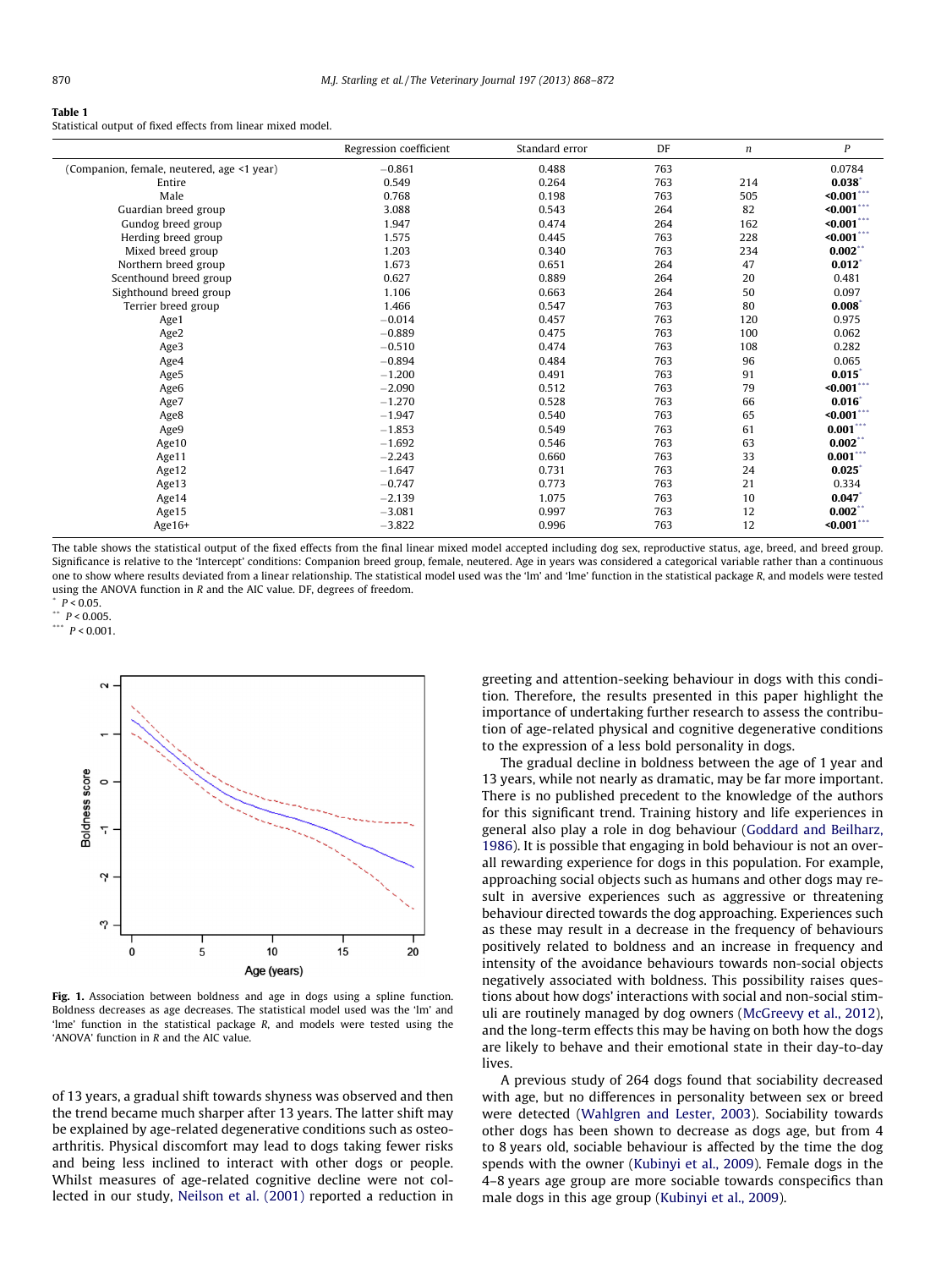**Table 1**
Statistical output of fixed effects from linear mixed model.

| | Regression coefficient | Standard error | DF | n | P |
|---|---|---|---|---|---|
| (Companion, female, neutered, age <1 year) | −0.861 | 0.488 | 763 | | 0.0784 |
| Entire | 0.549 | 0.264 | 763 | 214 | **0.038**[*] |
| Male | 0.768 | 0.198 | 763 | 505 | **<0.001**[***] |
| Guardian breed group | 3.088 | 0.543 | 264 | 82 | **<0.001**[***] |
| Gundog breed group | 1.947 | 0.474 | 264 | 162 | **<0.001**[***] |
| Herding breed group | 1.575 | 0.445 | 763 | 228 | **<0.001**[***] |
| Mixed breed group | 1.203 | 0.340 | 763 | 234 | **0.002**[**] |
| Northern breed group | 1.673 | 0.651 | 264 | 47 | **0.012**[*] |
| Scenthound breed group | 0.627 | 0.889 | 264 | 20 | 0.481 |
| Sighthound breed group | 1.106 | 0.663 | 264 | 50 | 0.097 |
| Terrier breed group | 1.466 | 0.547 | 763 | 80 | **0.008**[*] |
| Age1 | −0.014 | 0.457 | 763 | 120 | 0.975 |
| Age2 | −0.889 | 0.475 | 763 | 100 | 0.062 |
| Age3 | −0.510 | 0.474 | 763 | 108 | 0.282 |
| Age4 | −0.894 | 0.484 | 763 | 96 | 0.065 |
| Age5 | −1.200 | 0.491 | 763 | 91 | **0.015**[*] |
| Age6 | −2.090 | 0.512 | 763 | 79 | **<0.001**[***] |
| Age7 | −1.270 | 0.528 | 763 | 66 | **0.016**[*] |
| Age8 | −1.947 | 0.540 | 763 | 65 | **<0.001**[***] |
| Age9 | −1.853 | 0.549 | 763 | 61 | **0.001**[***] |
| Age10 | −1.692 | 0.546 | 763 | 63 | **0.002**[**] |
| Age11 | −2.243 | 0.660 | 763 | 33 | **0.001**[***] |
| Age12 | −1.647 | 0.731 | 763 | 24 | **0.025**[*] |
| Age13 | −0.747 | 0.773 | 763 | 21 | 0.334 |
| Age14 | −2.139 | 1.075 | 763 | 10 | **0.047**[*] |
| Age15 | −3.081 | 0.997 | 763 | 12 | **0.002**[**] |
| Age16+ | −3.822 | 0.996 | 763 | 12 | **<0.001**[***] |

The table shows the statistical output of the fixed effects from the final linear mixed model accepted including dog sex, reproductive status, age, breed, and breed group. Significance is relative to the 'Intercept' conditions: Companion breed group, female, neutered. Age in years was considered a categorical variable rather than a continuous one to show where results deviated from a linear relationship. The statistical model used was the 'lm' and 'lme' function in the statistical package R, and models were tested using the ANOVA function in R and the AIC value. DF, degrees of freedom.

[*] $P < 0.05$.
[**] $P < 0.005$.
[***] $P < 0.001$.

**Fig. 1.** Association between boldness and age in dogs using a spline function. Boldness decreases as age decreases. The statistical model used was the 'lm' and 'lme' function in the statistical package R, and models were tested using the 'ANOVA' function in R and the AIC value.

of 13 years, a gradual shift towards shyness was observed and then the trend became much sharper after 13 years. The latter shift may be explained by age-related degenerative conditions such as osteoarthritis. Physical discomfort may lead to dogs taking fewer risks and being less inclined to interact with other dogs or people. Whilst measures of age-related cognitive decline were not collected in our study, Neilson et al. (2001) reported a reduction in greeting and attention-seeking behaviour in dogs with this condition. Therefore, the results presented in this paper highlight the importance of undertaking further research to assess the contribution of age-related physical and cognitive degenerative conditions to the expression of a less bold personality in dogs.

The gradual decline in boldness between the age of 1 year and 13 years, while not nearly as dramatic, may be far more important. There is no published precedent to the knowledge of the authors for this significant trend. Training history and life experiences in general also play a role in dog behaviour (Goddard and Beilharz, 1986). It is possible that engaging in bold behaviour is not an overall rewarding experience for dogs in this population. For example, approaching social objects such as humans and other dogs may result in aversive experiences such as aggressive or threatening behaviour directed towards the dog approaching. Experiences such as these may result in a decrease in the frequency of behaviours positively related to boldness and an increase in frequency and intensity of the avoidance behaviours towards non-social objects negatively associated with boldness. This possibility raises questions about how dogs' interactions with social and non-social stimuli are routinely managed by dog owners (McGreevy et al., 2012), and the long-term effects this may be having on both how the dogs are likely to behave and their emotional state in their day-to-day lives.

A previous study of 264 dogs found that sociability decreased with age, but no differences in personality between sex or breed were detected (Wahlgren and Lester, 2003). Sociability towards other dogs has been shown to decrease as dogs age, but from 4 to 8 years old, sociable behaviour is affected by the time the dog spends with the owner (Kubinyi et al., 2009). Female dogs in the 4–8 years age group are more sociable towards conspecifics than male dogs in this age group (Kubinyi et al., 2009).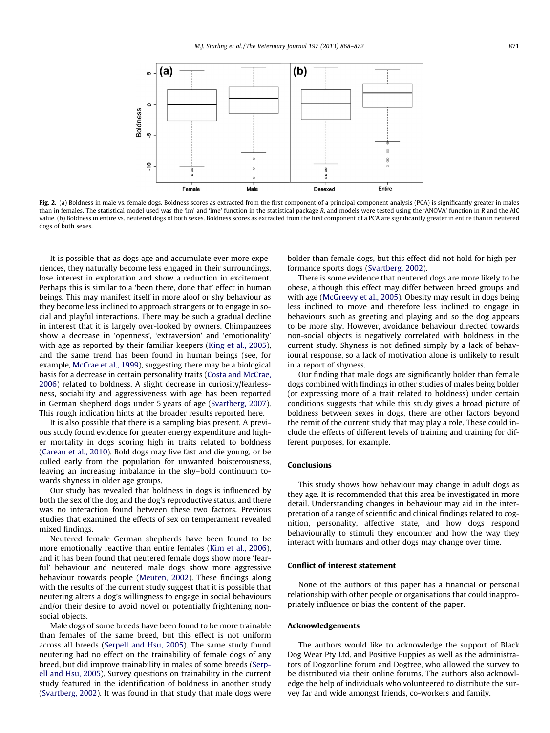(a)

(b)

Boldness

5

0

-5

-10

Female

Male

Desexed

Entire

**Fig. 2.** (a) Boldness in male vs. female dogs. Boldness scores as extracted from the first component of a principal component analysis (PCA) is significantly greater in males than in females. The statistical model used was the 'lm' and 'lme' function in the statistical package *R*, and models were tested using the 'ANOVA' function in *R* and the AIC value. (b) Boldness in entire vs. neutered dogs of both sexes. Boldness scores as extracted from the first component of a PCA are significantly greater in entire than in neutered dogs of both sexes.

It is possible that as dogs age and accumulate ever more experiences, they naturally become less engaged in their surroundings, lose interest in exploration and show a reduction in excitement. Perhaps this is similar to a 'been there, done that' effect in human beings. This may manifest itself in more aloof or shy behaviour as they become less inclined to approach strangers or to engage in social and playful interactions. There may be such a gradual decline in interest that it is largely over-looked by owners. Chimpanzees show a decrease in 'openness', 'extraversion' and 'emotionality' with age as reported by their familiar keepers (King et al., 2005), and the same trend has been found in human beings (see, for example, McCrae et al., 1999), suggesting there may be a biological basis for a decrease in certain personality traits (Costa and McCrae, 2006) related to boldness. A slight decrease in curiosity/fearlessness, sociability and aggressiveness with age has been reported in German shepherd dogs under 5 years of age (Svartberg, 2007). This rough indication hints at the broader results reported here.

It is also possible that there is a sampling bias present. A previous study found evidence for greater energy expenditure and higher mortality in dogs scoring high in traits related to boldness (Careau et al., 2010). Bold dogs may live fast and die young, or be culled early from the population for unwanted boisterousness, leaving an increasing imbalance in the shy–bold continuum towards shyness in older age groups.

Our study has revealed that boldness in dogs is influenced by both the sex of the dog and the dog's reproductive status, and there was no interaction found between these two factors. Previous studies that examined the effects of sex on temperament revealed mixed findings.

Neutered female German shepherds have been found to be more emotionally reactive than entire females (Kim et al., 2006), and it has been found that neutered female dogs show more 'fearful' behaviour and neutered male dogs show more aggressive behaviour towards people (Meuten, 2002). These findings along with the results of the current study suggest that it is possible that neutering alters a dog's willingness to engage in social behaviours and/or their desire to avoid novel or potentially frightening non-social objects.

Male dogs of some breeds have been found to be more trainable than females of the same breed, but this effect is not uniform across all breeds (Serpell and Hsu, 2005). The same study found neutering had no effect on the trainability of female dogs of any breed, but did improve trainability in males of some breeds (Serpell and Hsu, 2005). Survey questions on trainability in the current study featured in the identification of boldness in another study (Svartberg, 2002). It was found in that study that male dogs were bolder than female dogs, but this effect did not hold for high performance sports dogs (Svartberg, 2002).

There is some evidence that neutered dogs are more likely to be obese, although this effect may differ between breed groups and with age (McGreevy et al., 2005). Obesity may result in dogs being less inclined to move and therefore less inclined to engage in behaviours such as greeting and playing and so the dog appears to be more shy. However, avoidance behaviour directed towards non-social objects is negatively correlated with boldness in the current study. Shyness is not defined simply by a lack of behavioural response, so a lack of motivation alone is unlikely to result in a report of shyness.

Our finding that male dogs are significantly bolder than female dogs combined with findings in other studies of males being bolder (or expressing more of a trait related to boldness) under certain conditions suggests that while this study gives a broad picture of boldness between sexes in dogs, there are other factors beyond the remit of the current study that may play a role. These could include the effects of different levels of training and training for different purposes, for example.

## Conclusions

This study shows how behaviour may change in adult dogs as they age. It is recommended that this area be investigated in more detail. Understanding changes in behaviour may aid in the interpretation of a range of scientific and clinical findings related to cognition, personality, affective state, and how dogs respond behaviourally to stimuli they encounter and how the way they interact with humans and other dogs may change over time.

## Conflict of interest statement

None of the authors of this paper has a financial or personal relationship with other people or organisations that could inappropriately influence or bias the content of the paper.

## Acknowledgements

The authors would like to acknowledge the support of Black Dog Wear Pty Ltd. and Positive Puppies as well as the administrators of Dogzonline forum and Dogtree, who allowed the survey to be distributed via their online forums. The authors also acknowledge the help of individuals who volunteered to distribute the survey far and wide amongst friends, co-workers and family.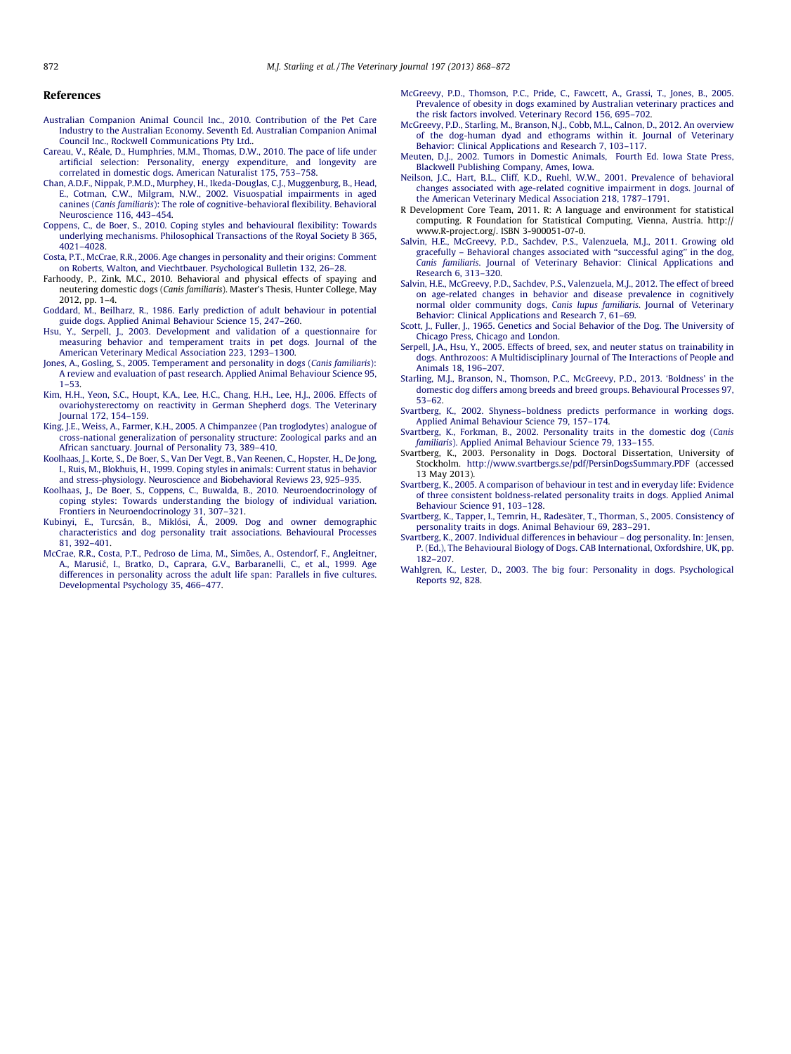## References

Australian Companion Animal Council Inc., 2010. Contribution of the Pet Care Industry to the Australian Economy. Seventh Ed. Australian Companion Animal Council Inc., Rockwell Communications Pty Ltd..

Careau, V., Réale, D., Humphries, M.M., Thomas, D.W., 2010. The pace of life under artificial selection: Personality, energy expenditure, and longevity are correlated in domestic dogs. American Naturalist 175, 753–758.

Chan, A.D.F., Nippak, P.M.D., Murphey, H., Ikeda-Douglas, C.J., Muggenburg, B., Head, E., Cotman, C.W., Milgram, N.W., 2002. Visuospatial impairments in aged canines (*Canis familiaris*): The role of cognitive-behavioral flexibility. Behavioral Neuroscience 116, 443–454.

Coppens, C., de Boer, S., 2010. Coping styles and behavioural flexibility: Towards underlying mechanisms. Philosophical Transactions of the Royal Society B 365, 4021–4028.

Costa, P.T., McCrae, R.R., 2006. Age changes in personality and their origins: Comment on Roberts, Walton, and Viechtbauer. Psychological Bulletin 132, 26–28.

Farhoody, P., Zink, M.C., 2010. Behavioral and physical effects of spaying and neutering domestic dogs (*Canis familiaris*). Master's Thesis, Hunter College, May 2012, pp. 1–4.

Goddard, M., Beilharz, R., 1986. Early prediction of adult behaviour in potential guide dogs. Applied Animal Behaviour Science 15, 247–260.

Hsu, Y., Serpell, J., 2003. Development and validation of a questionnaire for measuring behavior and temperament traits in pet dogs. Journal of the American Veterinary Medical Association 223, 1293–1300.

Jones, A., Gosling, S., 2005. Temperament and personality in dogs (*Canis familiaris*): A review and evaluation of past research. Applied Animal Behaviour Science 95, 1–53.

Kim, H.H., Yeon, S.C., Houpt, K.A., Lee, H.C., Chang, H.H., Lee, H.J., 2006. Effects of ovariohysterectomy on reactivity in German Shepherd dogs. The Veterinary Journal 172, 154–159.

King, J.E., Weiss, A., Farmer, K.H., 2005. A Chimpanzee (Pan troglodytes) analogue of cross-national generalization of personality structure: Zoological parks and an African sanctuary. Journal of Personality 73, 389–410.

Koolhaas, J., Korte, S., De Boer, S., Van Der Vegt, B., Van Reenen, C., Hopster, H., De Jong, I., Ruis, M., Blokhuis, H., 1999. Coping styles in animals: Current status in behavior and stress-physiology. Neuroscience and Biobehavioral Reviews 23, 925–935.

Koolhaas, J., De Boer, S., Coppens, C., Buwalda, B., 2010. Neuroendocrinology of coping styles: Towards understanding the biology of individual variation. Frontiers in Neuroendocrinology 31, 307–321.

Kubinyi, E., Turcsán, B., Miklósi, Á., 2009. Dog and owner demographic characteristics and dog personality trait associations. Behavioural Processes 81, 392–401.

McCrae, R.R., Costa, P.T., Pedroso de Lima, M., Simões, A., Ostendorf, F., Angleitner, A., Marušić, I., Bratko, D., Caprara, G.V., Barbaranelli, C., et al., 1999. Age differences in personality across the adult life span: Parallels in five cultures. Developmental Psychology 35, 466–477.

McGreevy, P.D., Thomson, P.C., Pride, C., Fawcett, A., Grassi, T., Jones, B., 2005. Prevalence of obesity in dogs examined by Australian veterinary practices and the risk factors involved. Veterinary Record 156, 695–702.

McGreevy, P.D., Starling, M., Branson, N.J., Cobb, M.L., Calnon, D., 2012. An overview of the dog-human dyad and ethograms within it. Journal of Veterinary Behavior: Clinical Applications and Research 7, 103–117.

Meuten, D.J., 2002. Tumors in Domestic Animals, Fourth Ed. Iowa State Press, Blackwell Publishing Company, Ames, Iowa.

Neilson, J.C., Hart, B.L., Cliff, K.D., Ruehl, W.W., 2001. Prevalence of behavioral changes associated with age-related cognitive impairment in dogs. Journal of the American Veterinary Medical Association 218, 1787–1791.

R Development Core Team, 2011. R: A language and environment for statistical computing. R Foundation for Statistical Computing, Vienna, Austria. http://www.R-project.org/. ISBN 3-900051-07-0.

Salvin, H.E., McGreevy, P.D., Sachdev, P.S., Valenzuela, M.J., 2011. Growing old gracefully – Behavioral changes associated with "successful aging" in the dog, *Canis familiaris*. Journal of Veterinary Behavior: Clinical Applications and Research 6, 313–320.

Salvin, H.E., McGreevy, P.D., Sachdev, P.S., Valenzuela, M.J., 2012. The effect of breed on age-related changes in behavior and disease prevalence in cognitively normal older community dogs, *Canis lupus familiaris*. Journal of Veterinary Behavior: Clinical Applications and Research 7, 61–69.

Scott, J., Fuller, J., 1965. Genetics and Social Behavior of the Dog. The University of Chicago Press, Chicago and London.

Serpell, J.A., Hsu, Y., 2005. Effects of breed, sex, and neuter status on trainability in dogs. Anthrozoos: A Multidisciplinary Journal of The Interactions of People and Animals 18, 196–207.

Starling, M.J., Branson, N., Thomson, P.C., McGreevy, P.D., 2013. 'Boldness' in the domestic dog differs among breeds and breed groups. Behavioural Processes 97, 53–62.

Svartberg, K., 2002. Shyness–boldness predicts performance in working dogs. Applied Animal Behaviour Science 79, 157–174.

Svartberg, K., Forkman, B., 2002. Personality traits in the domestic dog (*Canis familiaris*). Applied Animal Behaviour Science 79, 133–155.

Svartberg, K., 2003. Personality in Dogs. Doctoral Dissertation, University of Stockholm. http://www.svartbergs.se/pdf/PersinDogsSummary.PDF (accessed 13 May 2013).

Svartberg, K., 2005. A comparison of behaviour in test and in everyday life: Evidence of three consistent boldness-related personality traits in dogs. Applied Animal Behaviour Science 91, 103–128.

Svartberg, K., Tapper, I., Temrin, H., Radesäter, T., Thorman, S., 2005. Consistency of personality traits in dogs. Animal Behaviour 69, 283–291.

Svartberg, K., 2007. Individual differences in behaviour – dog personality. In: Jensen, P. (Ed.), The Behavioural Biology of Dogs. CAB International, Oxfordshire, UK, pp. 182–207.

Wahlgren, K., Lester, D., 2003. The big four: Personality in dogs. Psychological Reports 92, 828.